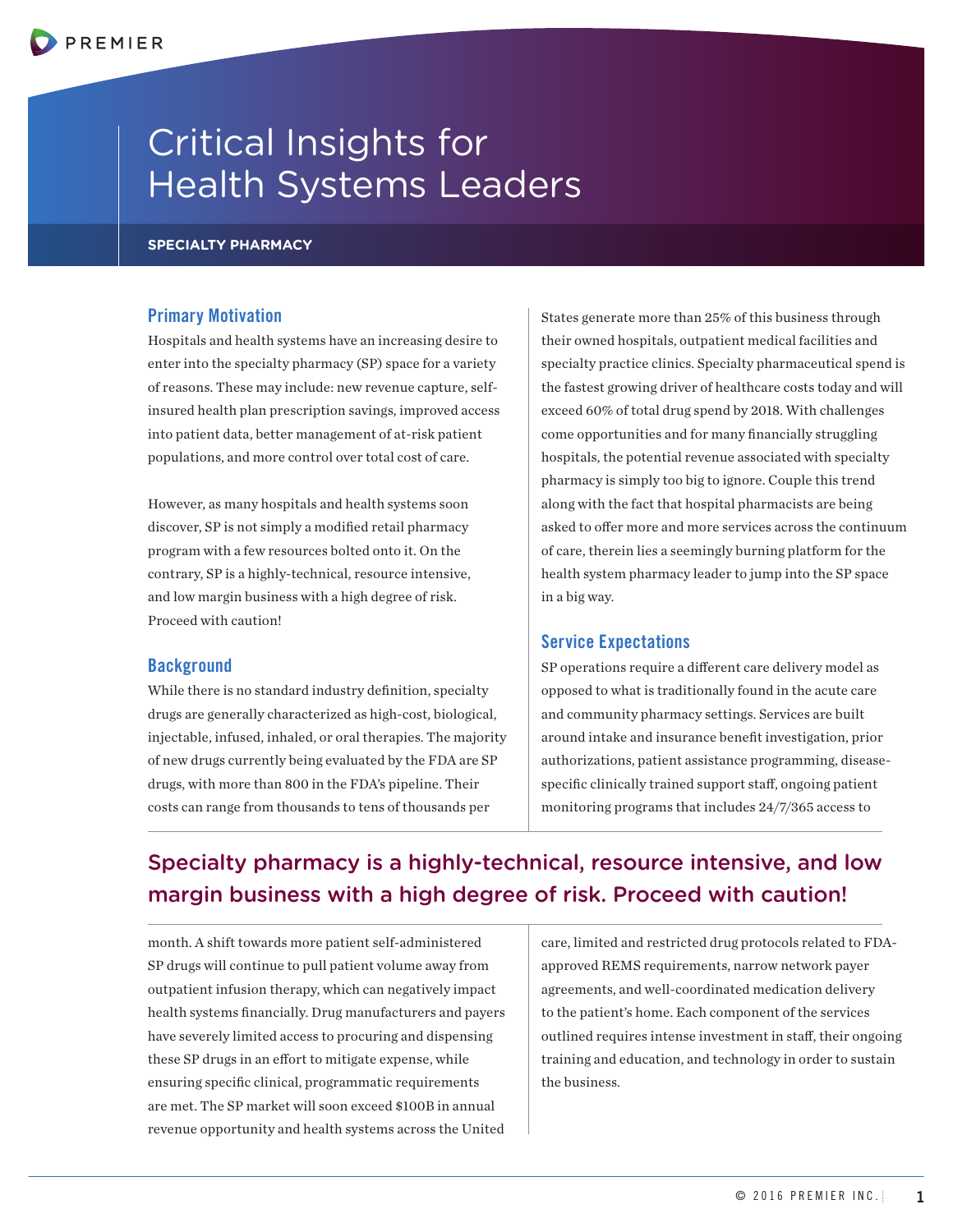# Critical Insights for Health Systems Leaders

**SPECIALTY PHARMACY**

## Primary Motivation

Hospitals and health systems have an increasing desire to enter into the specialty pharmacy (SP) space for a variety of reasons. These may include: new revenue capture, self-insured health plan prescription savings, improved access into patient data, better management of at-risk patient populations, and more control over total cost of care.

However, as many hospitals and health systems soon discover, SP is not simply a modified retail pharmacy program with a few resources bolted onto it. On the contrary, SP is a highly-technical, resource intensive, and low margin business with a high degree of risk. Proceed with caution!

## Background

While there is no standard industry definition, specialty drugs are generally characterized as high-cost, biological, injectable, infused, inhaled, or oral therapies. The majority of new drugs currently being evaluated by the FDA are SP drugs, with more than 800 in the FDA's pipeline. Their costs can range from thousands to tens of thousands per month. A shift towards more patient self-administered SP drugs will continue to pull patient volume away from outpatient infusion therapy, which can negatively impact health systems financially. Drug manufacturers and payers have severely limited access to procuring and dispensing these SP drugs in an effort to mitigate expense, while ensuring specific clinical, programmatic requirements are met. The SP market will soon exceed $100B in annual revenue opportunity and health systems across the United States generate more than 25% of this business through their owned hospitals, outpatient medical facilities and specialty practice clinics. Specialty pharmaceutical spend is the fastest growing driver of healthcare costs today and will exceed 60% of total drug spend by 2018. With challenges come opportunities and for many financially struggling hospitals, the potential revenue associated with specialty pharmacy is simply too big to ignore. Couple this trend along with the fact that hospital pharmacists are being asked to offer more and more services across the continuum of care, therein lies a seemingly burning platform for the health system pharmacy leader to jump into the SP space in a big way.

## Service Expectations

SP operations require a different care delivery model as opposed to what is traditionally found in the acute care and community pharmacy settings. Services are built around intake and insurance benefit investigation, prior authorizations, patient assistance programming, disease-specific clinically trained support staff, ongoing patient monitoring programs that includes 24/7/365 access to care, limited and restricted drug protocols related to FDA-approved REMS requirements, narrow network payer agreements, and well-coordinated medication delivery to the patient's home. Each component of the services outlined requires intense investment in staff, their ongoing training and education, and technology in order to sustain the business.

> Specialty pharmacy is a highly-technical, resource intensive, and low margin business with a high degree of risk. Proceed with caution!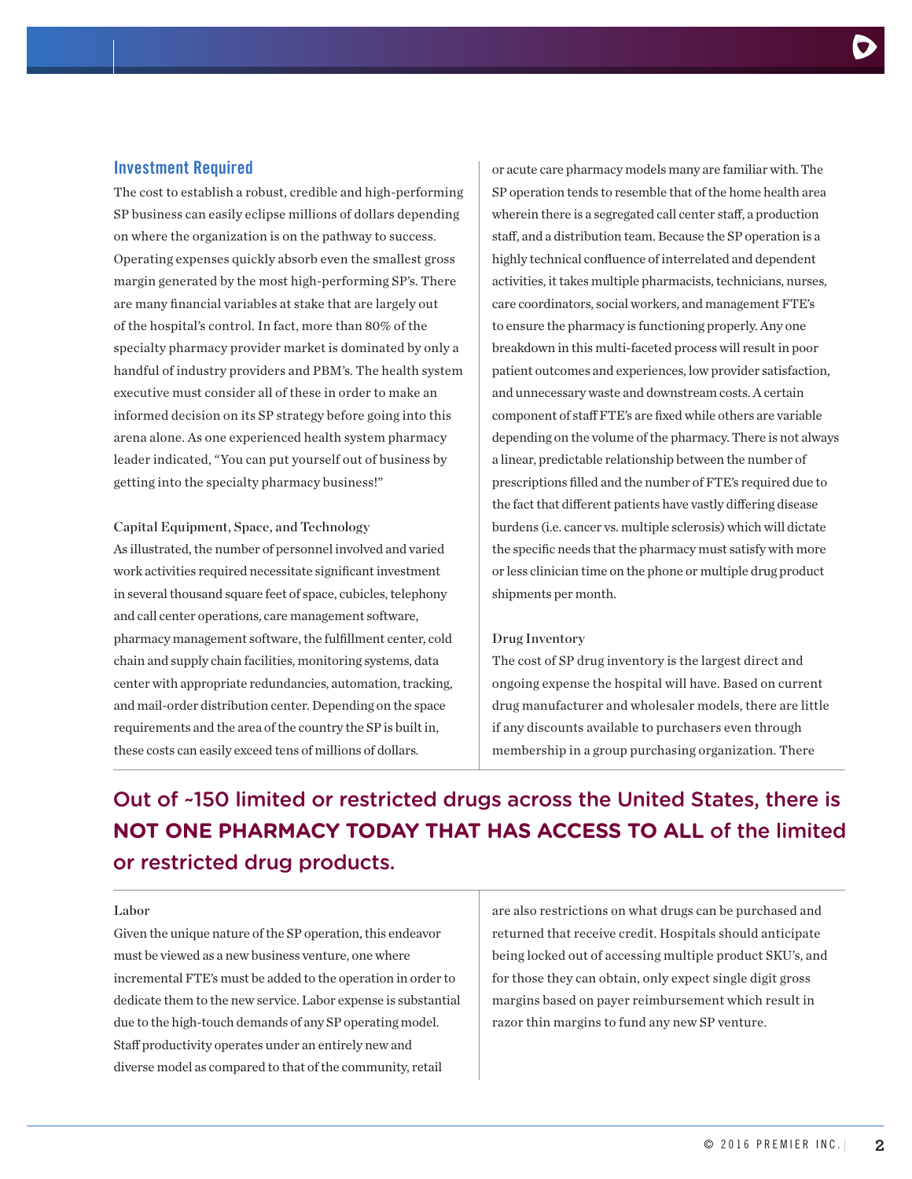## Investment Required

The cost to establish a robust, credible and high-performing SP business can easily eclipse millions of dollars depending on where the organization is on the pathway to success. Operating expenses quickly absorb even the smallest gross margin generated by the most high-performing SP's. There are many financial variables at stake that are largely out of the hospital's control. In fact, more than 80% of the specialty pharmacy provider market is dominated by only a handful of industry providers and PBM's. The health system executive must consider all of these in order to make an informed decision on its SP strategy before going into this arena alone. As one experienced health system pharmacy leader indicated, "You can put yourself out of business by getting into the specialty pharmacy business!"

### Capital Equipment, Space, and Technology

As illustrated, the number of personnel involved and varied work activities required necessitate significant investment in several thousand square feet of space, cubicles, telephony and call center operations, care management software, pharmacy management software, the fulfillment center, cold chain and supply chain facilities, monitoring systems, data center with appropriate redundancies, automation, tracking, and mail-order distribution center. Depending on the space requirements and the area of the country the SP is built in, these costs can easily exceed tens of millions of dollars.

### Labor

Given the unique nature of the SP operation, this endeavor must be viewed as a new business venture, one where incremental FTE's must be added to the operation in order to dedicate them to the new service. Labor expense is substantial due to the high-touch demands of any SP operating model. Staff productivity operates under an entirely new and diverse model as compared to that of the community, retail or acute care pharmacy models many are familiar with. The SP operation tends to resemble that of the home health area wherein there is a segregated call center staff, a production staff, and a distribution team. Because the SP operation is a highly technical confluence of interrelated and dependent activities, it takes multiple pharmacists, technicians, nurses, care coordinators, social workers, and management FTE's to ensure the pharmacy is functioning properly. Any one breakdown in this multi-faceted process will result in poor patient outcomes and experiences, low provider satisfaction, and unnecessary waste and downstream costs. A certain component of staff FTE's are fixed while others are variable depending on the volume of the pharmacy. There is not always a linear, predictable relationship between the number of prescriptions filled and the number of FTE's required due to the fact that different patients have vastly differing disease burdens (i.e. cancer vs. multiple sclerosis) which will dictate the specific needs that the pharmacy must satisfy with more or less clinician time on the phone or multiple drug product shipments per month.

### Drug Inventory

The cost of SP drug inventory is the largest direct and ongoing expense the hospital will have. Based on current drug manufacturer and wholesaler models, there are little if any discounts available to purchasers even through membership in a group purchasing organization. There are also restrictions on what drugs can be purchased and returned that receive credit. Hospitals should anticipate being locked out of accessing multiple product SKU's, and for those they can obtain, only expect single digit gross margins based on payer reimbursement which result in razor thin margins to fund any new SP venture.

> Out of ~150 limited or restricted drugs across the United States, there is **NOT ONE PHARMACY TODAY THAT HAS ACCESS TO ALL** of the limited or restricted drug products.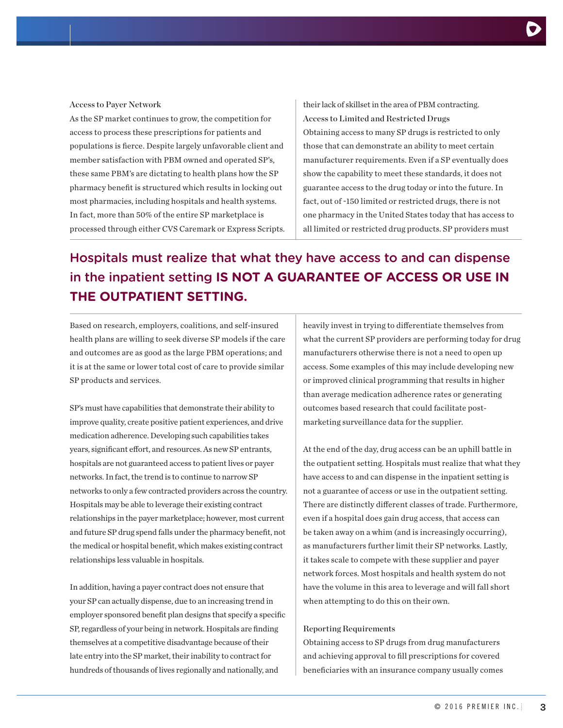### Access to Payer Network

As the SP market continues to grow, the competition for access to process these prescriptions for patients and populations is fierce. Despite largely unfavorable client and member satisfaction with PBM owned and operated SP's, these same PBM's are dictating to health plans how the SP pharmacy benefit is structured which results in locking out most pharmacies, including hospitals and health systems. In fact, more than 50% of the entire SP marketplace is processed through either CVS Caremark or Express Scripts.

> **Hospitals must realize that what they have access to and can dispense in the inpatient setting IS NOT A GUARANTEE OF ACCESS OR USE IN THE OUTPATIENT SETTING.**

Based on research, employers, coalitions, and self-insured health plans are willing to seek diverse SP models if the care and outcomes are as good as the large PBM operations; and it is at the same or lower total cost of care to provide similar SP products and services.

SP's must have capabilities that demonstrate their ability to improve quality, create positive patient experiences, and drive medication adherence. Developing such capabilities takes years, significant effort, and resources. As new SP entrants, hospitals are not guaranteed access to patient lives or payer networks. In fact, the trend is to continue to narrow SP networks to only a few contracted providers across the country. Hospitals may be able to leverage their existing contract relationships in the payer marketplace; however, most current and future SP drug spend falls under the pharmacy benefit, not the medical or hospital benefit, which makes existing contract relationships less valuable in hospitals.

In addition, having a payer contract does not ensure that your SP can actually dispense, due to an increasing trend in employer sponsored benefit plan designs that specify a specific SP, regardless of your being in network. Hospitals are finding themselves at a competitive disadvantage because of their late entry into the SP market, their inability to contract for hundreds of thousands of lives regionally and nationally, and their lack of skillset in the area of PBM contracting.

### Access to Limited and Restricted Drugs

Obtaining access to many SP drugs is restricted to only those that can demonstrate an ability to meet certain manufacturer requirements. Even if a SP eventually does show the capability to meet these standards, it does not guarantee access to the drug today or into the future. In fact, out of ~150 limited or restricted drugs, there is not one pharmacy in the United States today that has access to all limited or restricted drug products. SP providers must heavily invest in trying to differentiate themselves from what the current SP providers are performing today for drug manufacturers otherwise there is not a need to open up access. Some examples of this may include developing new or improved clinical programming that results in higher than average medication adherence rates or generating outcomes based research that could facilitate post-marketing surveillance data for the supplier.

At the end of the day, drug access can be an uphill battle in the outpatient setting. Hospitals must realize that what they have access to and can dispense in the inpatient setting is not a guarantee of access or use in the outpatient setting. There are distinctly different classes of trade. Furthermore, even if a hospital does gain drug access, that access can be taken away on a whim (and is increasingly occurring), as manufacturers further limit their SP networks. Lastly, it takes scale to compete with these supplier and payer network forces. Most hospitals and health system do not have the volume in this area to leverage and will fall short when attempting to do this on their own.

### Reporting Requirements

Obtaining access to SP drugs from drug manufacturers and achieving approval to fill prescriptions for covered beneficiaries with an insurance company usually comes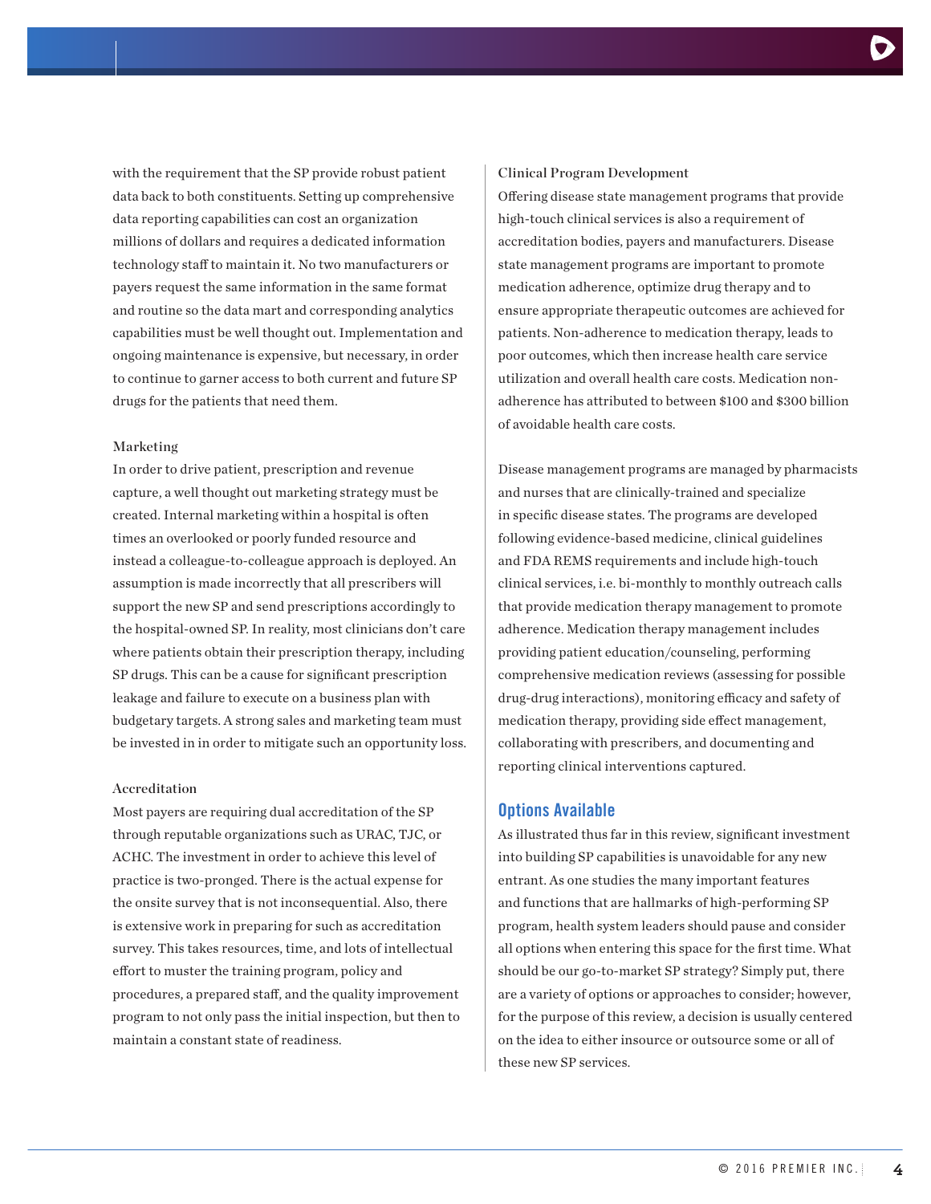with the requirement that the SP provide robust patient data back to both constituents. Setting up comprehensive data reporting capabilities can cost an organization millions of dollars and requires a dedicated information technology staff to maintain it. No two manufacturers or payers request the same information in the same format and routine so the data mart and corresponding analytics capabilities must be well thought out. Implementation and ongoing maintenance is expensive, but necessary, in order to continue to garner access to both current and future SP drugs for the patients that need them.

### Marketing

In order to drive patient, prescription and revenue capture, a well thought out marketing strategy must be created. Internal marketing within a hospital is often times an overlooked or poorly funded resource and instead a colleague-to-colleague approach is deployed. An assumption is made incorrectly that all prescribers will support the new SP and send prescriptions accordingly to the hospital-owned SP. In reality, most clinicians don't care where patients obtain their prescription therapy, including SP drugs. This can be a cause for significant prescription leakage and failure to execute on a business plan with budgetary targets. A strong sales and marketing team must be invested in in order to mitigate such an opportunity loss.

### Accreditation

Most payers are requiring dual accreditation of the SP through reputable organizations such as URAC, TJC, or ACHC. The investment in order to achieve this level of practice is two-pronged. There is the actual expense for the onsite survey that is not inconsequential. Also, there is extensive work in preparing for such as accreditation survey. This takes resources, time, and lots of intellectual effort to muster the training program, policy and procedures, a prepared staff, and the quality improvement program to not only pass the initial inspection, but then to maintain a constant state of readiness.

### Clinical Program Development

Offering disease state management programs that provide high-touch clinical services is also a requirement of accreditation bodies, payers and manufacturers. Disease state management programs are important to promote medication adherence, optimize drug therapy and to ensure appropriate therapeutic outcomes are achieved for patients. Non-adherence to medication therapy, leads to poor outcomes, which then increase health care service utilization and overall health care costs. Medication non-adherence has attributed to between $100 and $300 billion of avoidable health care costs.

Disease management programs are managed by pharmacists and nurses that are clinically-trained and specialize in specific disease states. The programs are developed following evidence-based medicine, clinical guidelines and FDA REMS requirements and include high-touch clinical services, i.e. bi-monthly to monthly outreach calls that provide medication therapy management to promote adherence. Medication therapy management includes providing patient education/counseling, performing comprehensive medication reviews (assessing for possible drug-drug interactions), monitoring efficacy and safety of medication therapy, providing side effect management, collaborating with prescribers, and documenting and reporting clinical interventions captured.

## Options Available

As illustrated thus far in this review, significant investment into building SP capabilities is unavoidable for any new entrant. As one studies the many important features and functions that are hallmarks of high-performing SP program, health system leaders should pause and consider all options when entering this space for the first time. What should be our go-to-market SP strategy? Simply put, there are a variety of options or approaches to consider; however, for the purpose of this review, a decision is usually centered on the idea to either insource or outsource some or all of these new SP services.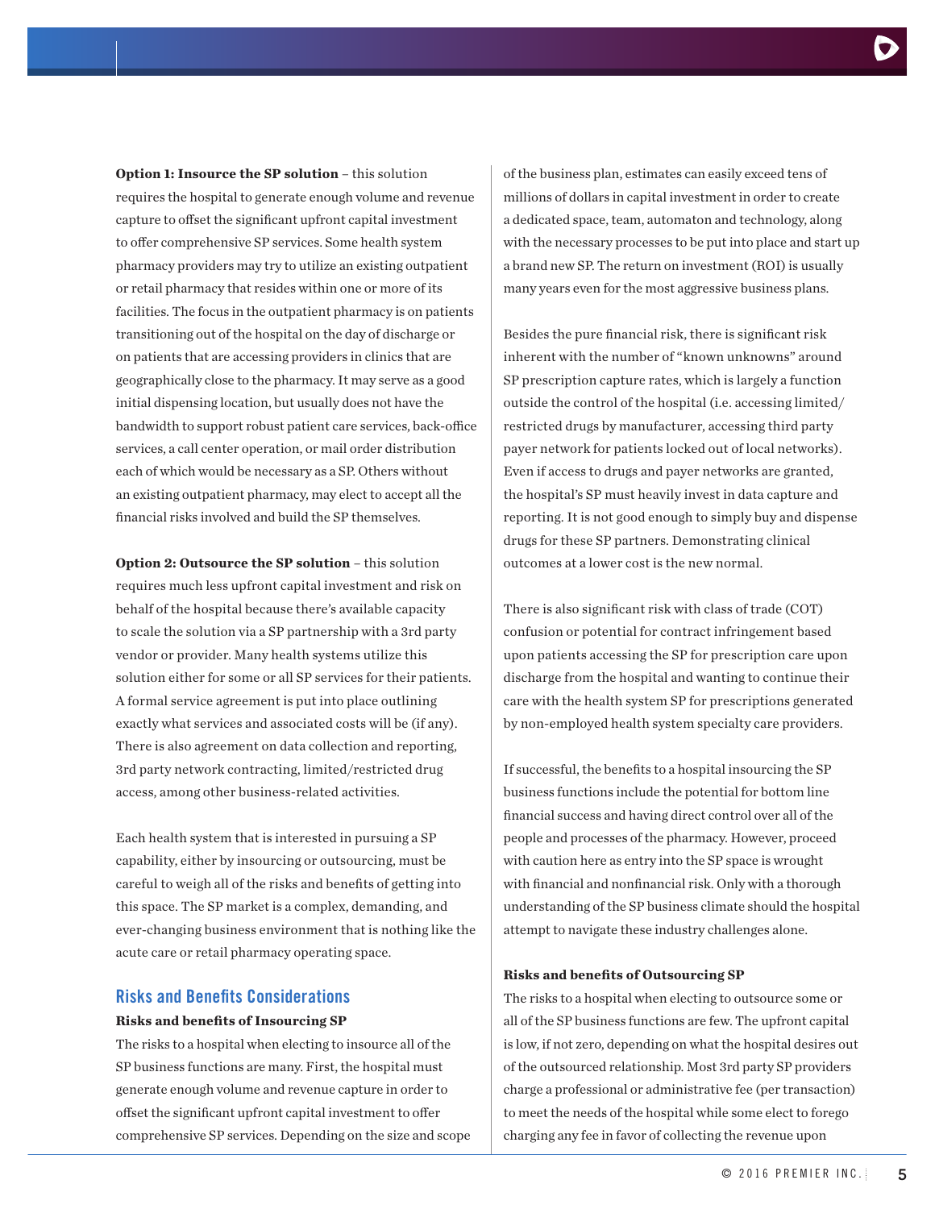**Option 1: Insource the SP solution** – this solution requires the hospital to generate enough volume and revenue capture to offset the significant upfront capital investment to offer comprehensive SP services. Some health system pharmacy providers may try to utilize an existing outpatient or retail pharmacy that resides within one or more of its facilities. The focus in the outpatient pharmacy is on patients transitioning out of the hospital on the day of discharge or on patients that are accessing providers in clinics that are geographically close to the pharmacy. It may serve as a good initial dispensing location, but usually does not have the bandwidth to support robust patient care services, back-office services, a call center operation, or mail order distribution each of which would be necessary as a SP. Others without an existing outpatient pharmacy, may elect to accept all the financial risks involved and build the SP themselves.

**Option 2: Outsource the SP solution** – this solution requires much less upfront capital investment and risk on behalf of the hospital because there's available capacity to scale the solution via a SP partnership with a 3rd party vendor or provider. Many health systems utilize this solution either for some or all SP services for their patients. A formal service agreement is put into place outlining exactly what services and associated costs will be (if any). There is also agreement on data collection and reporting, 3rd party network contracting, limited/restricted drug access, among other business-related activities.

Each health system that is interested in pursuing a SP capability, either by insourcing or outsourcing, must be careful to weigh all of the risks and benefits of getting into this space. The SP market is a complex, demanding, and ever-changing business environment that is nothing like the acute care or retail pharmacy operating space.

## Risks and Benefits Considerations

**Risks and benefits of Insourcing SP**

The risks to a hospital when electing to insource all of the SP business functions are many. First, the hospital must generate enough volume and revenue capture in order to offset the significant upfront capital investment to offer comprehensive SP services. Depending on the size and scope of the business plan, estimates can easily exceed tens of millions of dollars in capital investment in order to create a dedicated space, team, automaton and technology, along with the necessary processes to be put into place and start up a brand new SP. The return on investment (ROI) is usually many years even for the most aggressive business plans.

Besides the pure financial risk, there is significant risk inherent with the number of "known unknowns" around SP prescription capture rates, which is largely a function outside the control of the hospital (i.e. accessing limited/restricted drugs by manufacturer, accessing third party payer network for patients locked out of local networks). Even if access to drugs and payer networks are granted, the hospital's SP must heavily invest in data capture and reporting. It is not good enough to simply buy and dispense drugs for these SP partners. Demonstrating clinical outcomes at a lower cost is the new normal.

There is also significant risk with class of trade (COT) confusion or potential for contract infringement based upon patients accessing the SP for prescription care upon discharge from the hospital and wanting to continue their care with the health system SP for prescriptions generated by non-employed health system specialty care providers.

If successful, the benefits to a hospital insourcing the SP business functions include the potential for bottom line financial success and having direct control over all of the people and processes of the pharmacy. However, proceed with caution here as entry into the SP space is wrought with financial and nonfinancial risk. Only with a thorough understanding of the SP business climate should the hospital attempt to navigate these industry challenges alone.

**Risks and benefits of Outsourcing SP**

The risks to a hospital when electing to outsource some or all of the SP business functions are few. The upfront capital is low, if not zero, depending on what the hospital desires out of the outsourced relationship. Most 3rd party SP providers charge a professional or administrative fee (per transaction) to meet the needs of the hospital while some elect to forego charging any fee in favor of collecting the revenue upon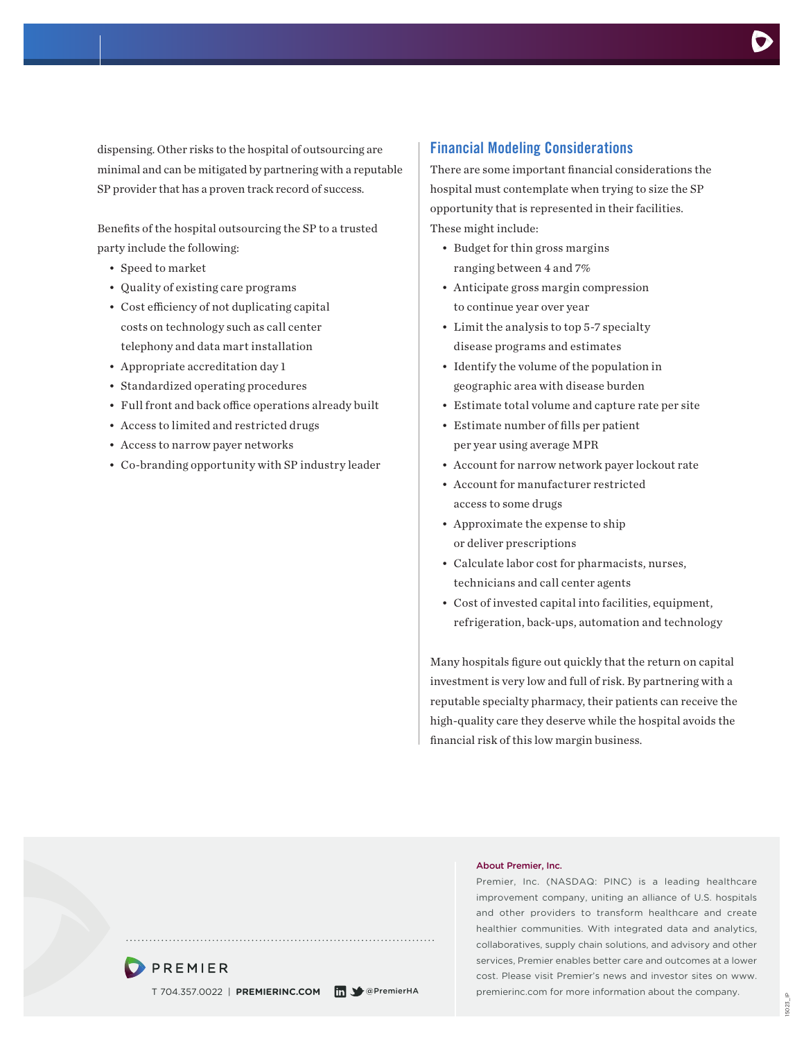dispensing. Other risks to the hospital of outsourcing are minimal and can be mitigated by partnering with a reputable SP provider that has a proven track record of success.

Benefits of the hospital outsourcing the SP to a trusted party include the following:

- Speed to market
- Quality of existing care programs
- Cost efficiency of not duplicating capital costs on technology such as call center telephony and data mart installation
- Appropriate accreditation day 1
- Standardized operating procedures
- Full front and back office operations already built
- Access to limited and restricted drugs
- Access to narrow payer networks
- Co-branding opportunity with SP industry leader

## Financial Modeling Considerations

There are some important financial considerations the hospital must contemplate when trying to size the SP opportunity that is represented in their facilities. These might include:

- Budget for thin gross margins ranging between 4 and 7%
- Anticipate gross margin compression to continue year over year
- Limit the analysis to top 5-7 specialty disease programs and estimates
- Identify the volume of the population in geographic area with disease burden
- Estimate total volume and capture rate per site
- Estimate number of fills per patient per year using average MPR
- Account for narrow network payer lockout rate
- Account for manufacturer restricted access to some drugs
- Approximate the expense to ship or deliver prescriptions
- Calculate labor cost for pharmacists, nurses, technicians and call center agents
- Cost of invested capital into facilities, equipment, refrigeration, back-ups, automation and technology

Many hospitals figure out quickly that the return on capital investment is very low and full of risk. By partnering with a reputable specialty pharmacy, their patients can receive the high-quality care they deserve while the hospital avoids the financial risk of this low margin business.

PREMIER

T 704.357.0022 | **PREMIERINC.COM** | @PremierHA

**About Premier, Inc.**

Premier, Inc. (NASDAQ: PINC) is a leading healthcare improvement company, uniting an alliance of U.S. hospitals and other providers to transform healthcare and create healthier communities. With integrated data and analytics, collaboratives, supply chain solutions, and advisory and other services, Premier enables better care and outcomes at a lower cost. Please visit Premier's news and investor sites on www.premierinc.com for more information about the company.

15023_IP